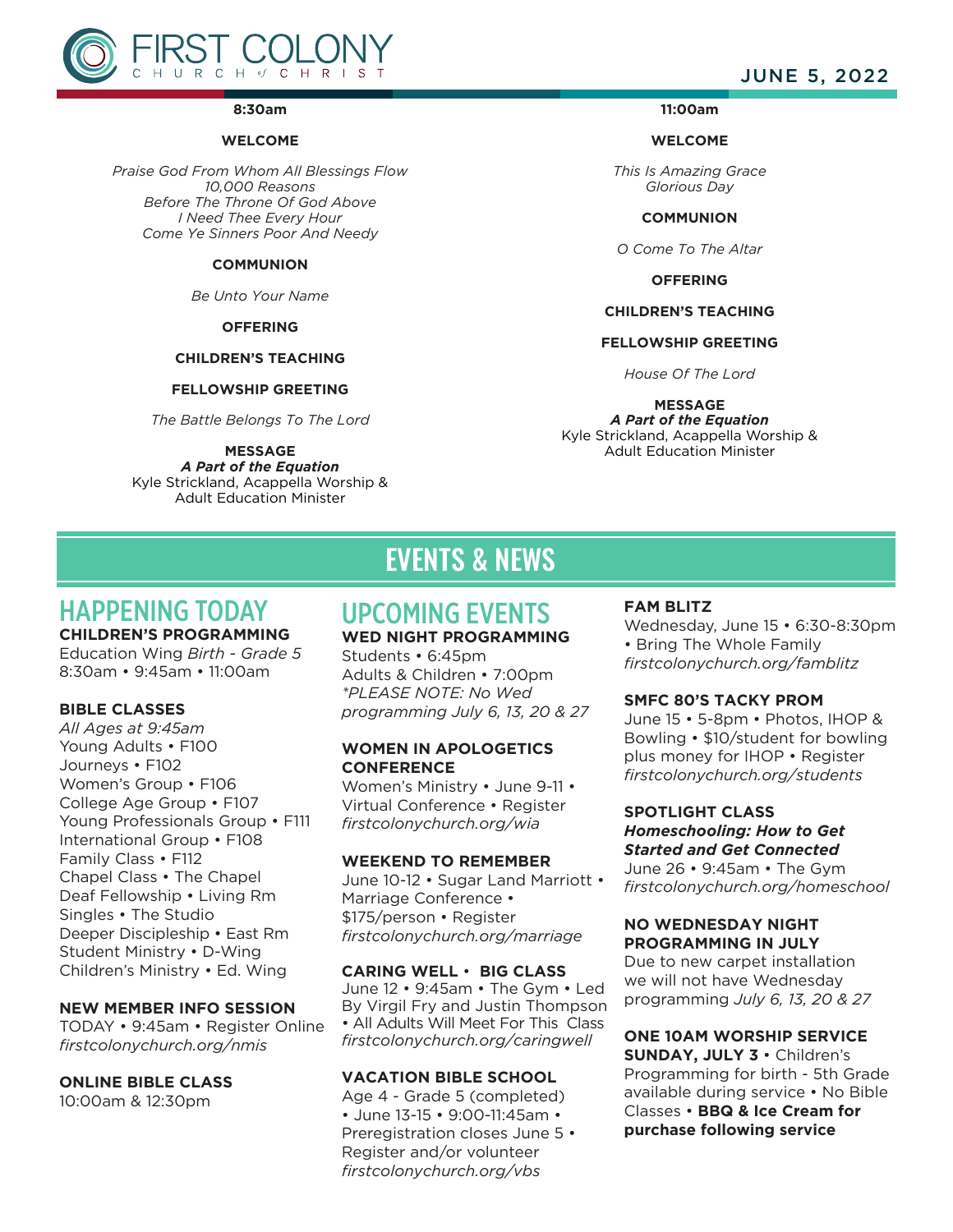# FIRST COLONY CHURCH of CHRIST

JUNE 5, 2022

## 8:30am

**WELCOME**

*Praise God From Whom All Blessings Flow*
*10,000 Reasons*
*Before The Throne Of God Above*
*I Need Thee Every Hour*
*Come Ye Sinners Poor And Needy*

**COMMUNION**

*Be Unto Your Name*

**OFFERING**

**CHILDREN'S TEACHING**

**FELLOWSHIP GREETING**

*The Battle Belongs To The Lord*

**MESSAGE**
***A Part of the Equation***
Kyle Strickland, Acappella Worship & Adult Education Minister

## 11:00am

**WELCOME**

*This Is Amazing Grace*
*Glorious Day*

**COMMUNION**

*O Come To The Altar*

**OFFERING**

**CHILDREN'S TEACHING**

**FELLOWSHIP GREETING**

*House Of The Lord*

**MESSAGE**
***A Part of the Equation***
Kyle Strickland, Acappella Worship & Adult Education Minister

# EVENTS & NEWS

## HAPPENING TODAY

**CHILDREN'S PROGRAMMING**
Education Wing *Birth - Grade 5*
8:30am • 9:45am • 11:00am

**BIBLE CLASSES**
*All Ages at 9:45am*
Young Adults • F100
Journeys • F102
Women's Group • F106
College Age Group • F107
Young Professionals Group • F111
International Group • F108
Family Class • F112
Chapel Class • The Chapel
Deaf Fellowship • Living Rm
Singles • The Studio
Deeper Discipleship • East Rm
Student Ministry • D-Wing
Children's Ministry • Ed. Wing

**NEW MEMBER INFO SESSION**
TODAY • 9:45am • Register Online
*firstcolonychurch.org/nmis*

**ONLINE BIBLE CLASS**
10:00am & 12:30pm

## UPCOMING EVENTS

**WED NIGHT PROGRAMMING**
Students • 6:45pm
Adults & Children • 7:00pm
*\*PLEASE NOTE: No Wed programming July 6, 13, 20 & 27*

**WOMEN IN APOLOGETICS CONFERENCE**
Women's Ministry • June 9-11 • Virtual Conference • Register
*firstcolonychurch.org/wia*

**WEEKEND TO REMEMBER**
June 10-12 • Sugar Land Marriott • Marriage Conference • $175/person • Register
*firstcolonychurch.org/marriage*

**CARING WELL • BIG CLASS**
June 12 • 9:45am • The Gym • Led By Virgil Fry and Justin Thompson • All Adults Will Meet For This Class
*firstcolonychurch.org/caringwell*

**VACATION BIBLE SCHOOL**
Age 4 - Grade 5 (completed) • June 13-15 • 9:00-11:45am • Preregistration closes June 5 • Register and/or volunteer
*firstcolonychurch.org/vbs*

**FAM BLITZ**
Wednesday, June 15 • 6:30-8:30pm • Bring The Whole Family
*firstcolonychurch.org/famblitz*

**SMFC 80'S TACKY PROM**
June 15 • 5-8pm • Photos, IHOP & Bowling • $10/student for bowling plus money for IHOP • Register
*firstcolonychurch.org/students*

**SPOTLIGHT CLASS**
***Homeschooling: How to Get Started and Get Connected***
June 26 • 9:45am • The Gym
*firstcolonychurch.org/homeschool*

**NO WEDNESDAY NIGHT PROGRAMMING IN JULY**
Due to new carpet installation we will not have Wednesday programming *July 6, 13, 20 & 27*

**ONE 10AM WORSHIP SERVICE SUNDAY, JULY 3** • Children's Programming for birth - 5th Grade available during service • No Bible Classes • **BBQ & Ice Cream for purchase following service**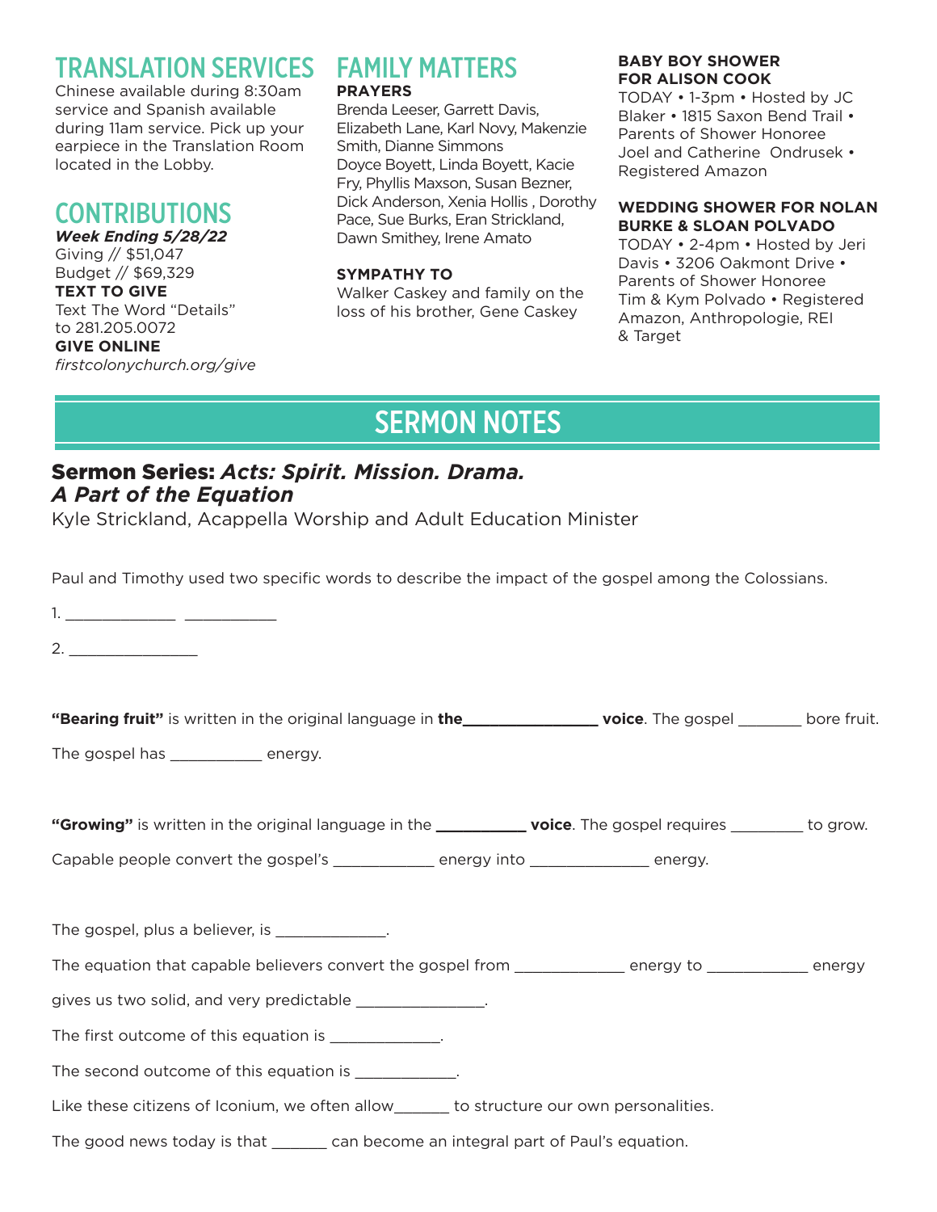## TRANSLATION SERVICES

Chinese available during 8:30am service and Spanish available during 11am service. Pick up your earpiece in the Translation Room located in the Lobby.

## CONTRIBUTIONS

***Week Ending 5/28/22***
Giving // $51,047
Budget // $69,329

**TEXT TO GIVE**
Text The Word "Details" to 281.205.0072

**GIVE ONLINE**
*firstcolonychurch.org/give*

## FAMILY MATTERS

**PRAYERS**

Brenda Leeser, Garrett Davis, Elizabeth Lane, Karl Novy, Makenzie Smith, Dianne Simmons
Doyce Boyett, Linda Boyett, Kacie Fry, Phyllis Maxson, Susan Bezner, Dick Anderson, Xenia Hollis , Dorothy Pace, Sue Burks, Eran Strickland, Dawn Smithey, Irene Amato

**SYMPATHY TO**

Walker Caskey and family on the loss of his brother, Gene Caskey

**BABY BOY SHOWER FOR ALISON COOK**

TODAY • 1-3pm • Hosted by JC Blaker • 1815 Saxon Bend Trail • Parents of Shower Honoree Joel and Catherine Ondrusek • Registered Amazon

**WEDDING SHOWER FOR NOLAN BURKE & SLOAN POLVADO**

TODAY • 2-4pm • Hosted by Jeri Davis • 3206 Oakmont Drive • Parents of Shower Honoree Tim & Kym Polvado • Registered Amazon, Anthropologie, REI & Target

# SERMON NOTES

### Sermon Series: *Acts: Spirit. Mission. Drama.*
### *A Part of the Equation*

Kyle Strickland, Acappella Worship and Adult Education Minister

Paul and Timothy used two specific words to describe the impact of the gospel among the Colossians.

1. _____________ ___________

2. ________________

**"Bearing fruit"** is written in the original language in **the________________ voice**. The gospel _______ bore fruit.

The gospel has ___________ energy.

**"Growing"** is written in the original language in the **__________ voice**. The gospel requires ________ to grow.

Capable people convert the gospel's ___________ energy into _____________ energy.

The gospel, plus a believer, is _____________.

The equation that capable believers convert the gospel from _____________ energy to ____________ energy

gives us two solid, and very predictable _______________.

The first outcome of this equation is _____________.

The second outcome of this equation is ____________.

Like these citizens of Iconium, we often allow______ to structure our own personalities.

The good news today is that ______ can become an integral part of Paul's equation.